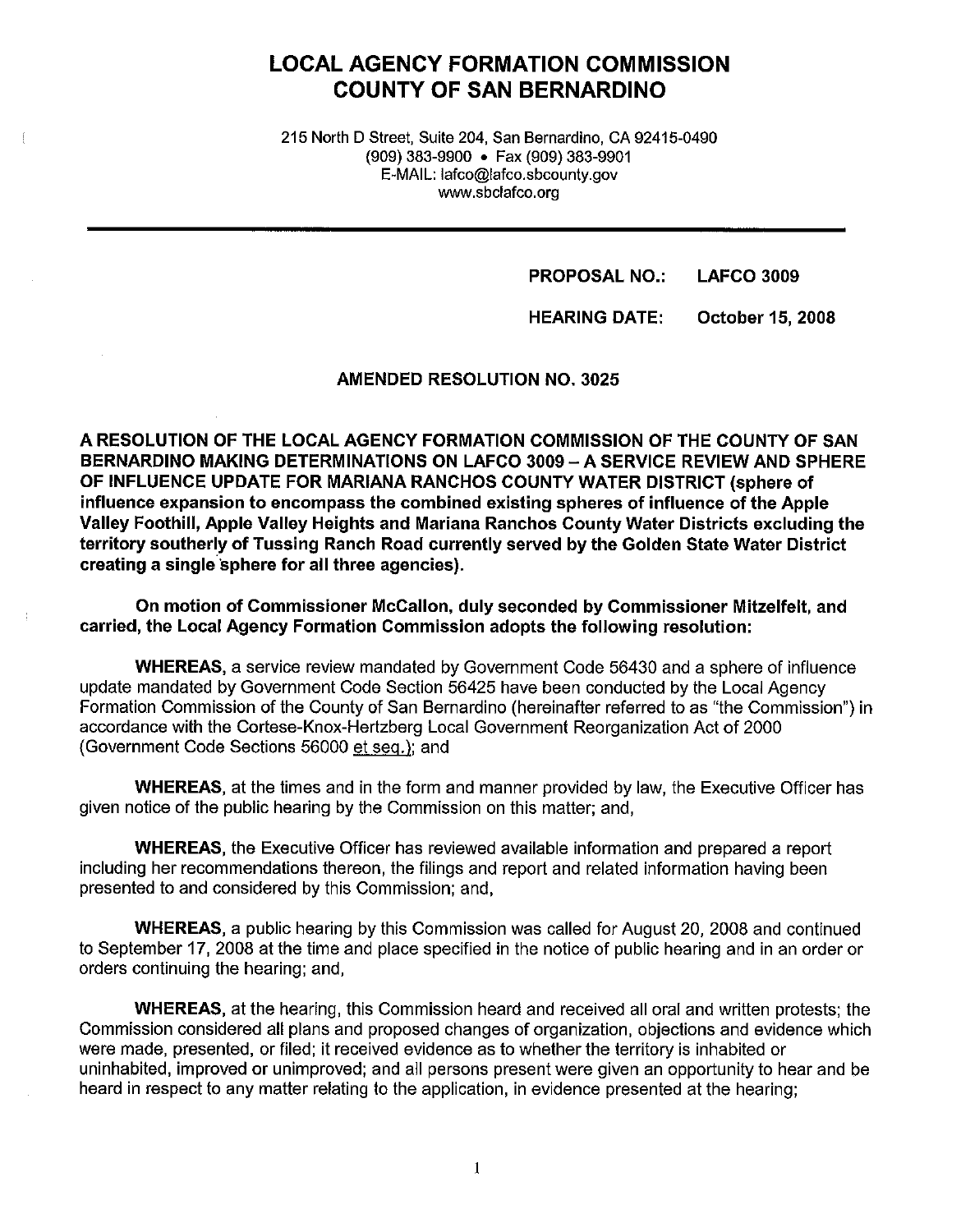# LOCAL AGENCY FORMATION COMMISSION
# COUNTY OF SAN BERNARDINO

215 North D Street, Suite 204, San Bernardino, CA 92415-0490
(909) 383-9900 • Fax (909) 383-9901
E-MAIL: lafco@lafco.sbcounty.gov
www.sbclafco.org

---

**PROPOSAL NO.: LAFCO 3009**

**HEARING DATE: October 15, 2008**

**AMENDED RESOLUTION NO. 3025**

**A RESOLUTION OF THE LOCAL AGENCY FORMATION COMMISSION OF THE COUNTY OF SAN BERNARDINO MAKING DETERMINATIONS ON LAFCO 3009 – A SERVICE REVIEW AND SPHERE OF INFLUENCE UPDATE FOR MARIANA RANCHOS COUNTY WATER DISTRICT (sphere of influence expansion to encompass the combined existing spheres of influence of the Apple Valley Foothill, Apple Valley Heights and Mariana Ranchos County Water Districts excluding the territory southerly of Tussing Ranch Road currently served by the Golden State Water District creating a single sphere for all three agencies).**

**On motion of Commissioner McCallon, duly seconded by Commissioner Mitzelfelt, and carried, the Local Agency Formation Commission adopts the following resolution:**

**WHEREAS,** a service review mandated by Government Code 56430 and a sphere of influence update mandated by Government Code Section 56425 have been conducted by the Local Agency Formation Commission of the County of San Bernardino (hereinafter referred to as "the Commission") in accordance with the Cortese-Knox-Hertzberg Local Government Reorganization Act of 2000 (Government Code Sections 56000 et seq.); and

**WHEREAS,** at the times and in the form and manner provided by law, the Executive Officer has given notice of the public hearing by the Commission on this matter; and,

**WHEREAS,** the Executive Officer has reviewed available information and prepared a report including her recommendations thereon, the filings and report and related information having been presented to and considered by this Commission; and,

**WHEREAS,** a public hearing by this Commission was called for August 20, 2008 and continued to September 17, 2008 at the time and place specified in the notice of public hearing and in an order or orders continuing the hearing; and,

**WHEREAS,** at the hearing, this Commission heard and received all oral and written protests; the Commission considered all plans and proposed changes of organization, objections and evidence which were made, presented, or filed; it received evidence as to whether the territory is inhabited or uninhabited, improved or unimproved; and all persons present were given an opportunity to hear and be heard in respect to any matter relating to the application, in evidence presented at the hearing;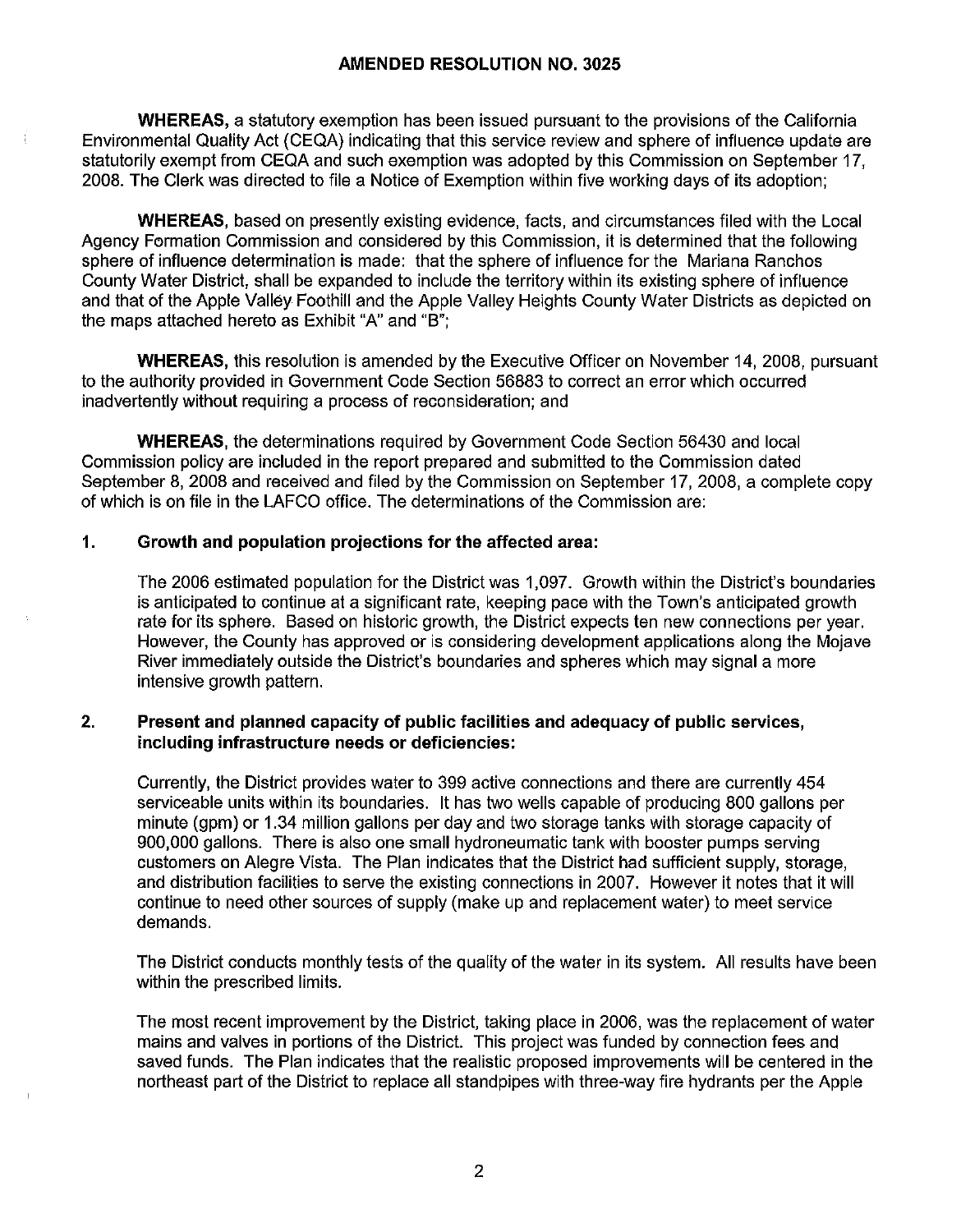## AMENDED RESOLUTION NO. 3025

**WHEREAS,** a statutory exemption has been issued pursuant to the provisions of the California Environmental Quality Act (CEQA) indicating that this service review and sphere of influence update are statutorily exempt from CEQA and such exemption was adopted by this Commission on September 17, 2008. The Clerk was directed to file a Notice of Exemption within five working days of its adoption;

**WHEREAS,** based on presently existing evidence, facts, and circumstances filed with the Local Agency Formation Commission and considered by this Commission, it is determined that the following sphere of influence determination is made: that the sphere of influence for the Mariana Ranchos County Water District, shall be expanded to include the territory within its existing sphere of influence and that of the Apple Valley Foothill and the Apple Valley Heights County Water Districts as depicted on the maps attached hereto as Exhibit "A" and "B";

**WHEREAS,** this resolution is amended by the Executive Officer on November 14, 2008, pursuant to the authority provided in Government Code Section 56883 to correct an error which occurred inadvertently without requiring a process of reconsideration; and

**WHEREAS,** the determinations required by Government Code Section 56430 and local Commission policy are included in the report prepared and submitted to the Commission dated September 8, 2008 and received and filed by the Commission on September 17, 2008, a complete copy of which is on file in the LAFCO office. The determinations of the Commission are:

### 1. Growth and population projections for the affected area:

The 2006 estimated population for the District was 1,097. Growth within the District's boundaries is anticipated to continue at a significant rate, keeping pace with the Town's anticipated growth rate for its sphere. Based on historic growth, the District expects ten new connections per year. However, the County has approved or is considering development applications along the Mojave River immediately outside the District's boundaries and spheres which may signal a more intensive growth pattern.

### 2. Present and planned capacity of public facilities and adequacy of public services, including infrastructure needs or deficiencies:

Currently, the District provides water to 399 active connections and there are currently 454 serviceable units within its boundaries. It has two wells capable of producing 800 gallons per minute (gpm) or 1.34 million gallons per day and two storage tanks with storage capacity of 900,000 gallons. There is also one small hydroneumatic tank with booster pumps serving customers on Alegre Vista. The Plan indicates that the District had sufficient supply, storage, and distribution facilities to serve the existing connections in 2007. However it notes that it will continue to need other sources of supply (make up and replacement water) to meet service demands.

The District conducts monthly tests of the quality of the water in its system. All results have been within the prescribed limits.

The most recent improvement by the District, taking place in 2006, was the replacement of water mains and valves in portions of the District. This project was funded by connection fees and saved funds. The Plan indicates that the realistic proposed improvements will be centered in the northeast part of the District to replace all standpipes with three-way fire hydrants per the Apple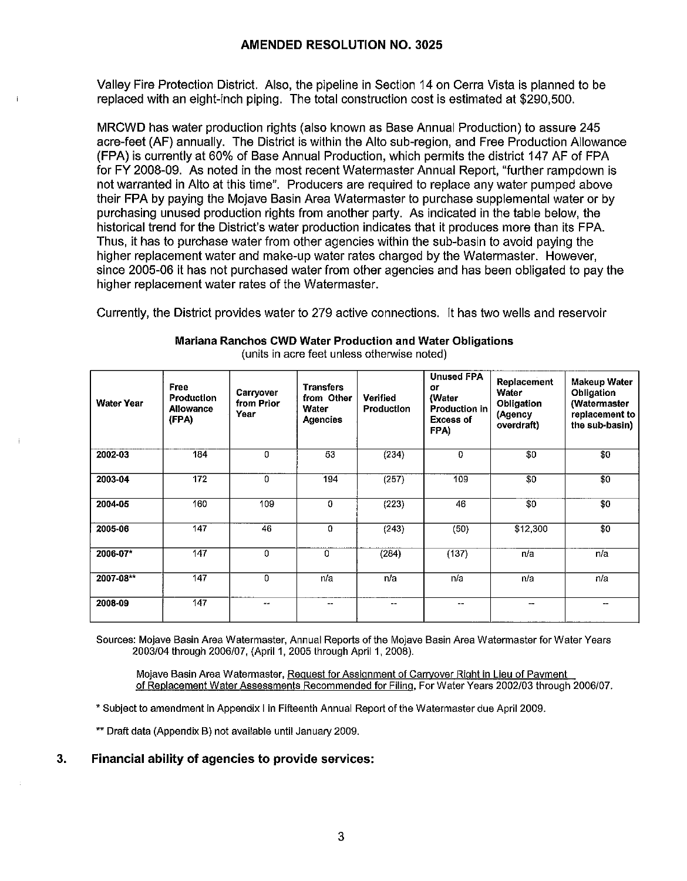Valley Fire Protection District. Also, the pipeline in Section 14 on Cerra Vista is planned to be replaced with an eight-inch piping. The total construction cost is estimated at $290,500.

MRCWD has water production rights (also known as Base Annual Production) to assure 245 acre-feet (AF) annually. The District is within the Alto sub-region, and Free Production Allowance (FPA) is currently at 60% of Base Annual Production, which permits the district 147 AF of FPA for FY 2008-09. As noted in the most recent Watermaster Annual Report, "further rampdown is not warranted in Alto at this time". Producers are required to replace any water pumped above their FPA by paying the Mojave Basin Area Watermaster to purchase supplemental water or by purchasing unused production rights from another party. As indicated in the table below, the historical trend for the District's water production indicates that it produces more than its FPA. Thus, it has to purchase water from other agencies within the sub-basin to avoid paying the higher replacement water and make-up water rates charged by the Watermaster. However, since 2005-06 it has not purchased water from other agencies and has been obligated to pay the higher replacement water rates of the Watermaster.

Currently, the District provides water to 279 active connections. It has two wells and reservoir

**Mariana Ranchos CWD Water Production and Water Obligations**
(units in acre feet unless otherwise noted)

| Water Year | Free Production Allowance (FPA) | Carryover from Prior Year | Transfers from Other Water Agencies | Verified Production | Unused FPA or (Water Production in Excess of FPA) | Replacement Water Obligation (Agency overdraft) | Makeup Water Obligation (Watermaster replacement to the sub-basin) |
|---|---|---|---|---|---|---|---|
| 2002-03 | 184 | 0 | 53 | (234) | 0 | $0 | $0 |
| 2003-04 | 172 | 0 | 194 | (257) | 109 | $0 | $0 |
| 2004-05 | 160 | 109 | 0 | (223) | 46 | $0 | $0 |
| 2005-06 | 147 | 46 | 0 | (243) | (50) | $12,300 | $0 |
| 2006-07* | 147 | 0 | 0 | (284) | (137) | n/a | n/a |
| 2007-08** | 147 | 0 | n/a | n/a | n/a | n/a | n/a |
| 2008-09 | 147 | -- | -- | -- | -- | -- | -- |

Sources: Mojave Basin Area Watermaster, Annual Reports of the Mojave Basin Area Watermaster for Water Years 2003/04 through 2006/07, (April 1, 2005 through April 1, 2008).

Mojave Basin Area Watermaster, Request for Assignment of Carryover Right in Lieu of Payment of Replacement Water Assessments Recommended for Filing, For Water Years 2002/03 through 2006/07.

\* Subject to amendment in Appendix I in Fifteenth Annual Report of the Watermaster due April 2009.

\*\* Draft data (Appendix B) not available until January 2009.

### 3. Financial ability of agencies to provide services: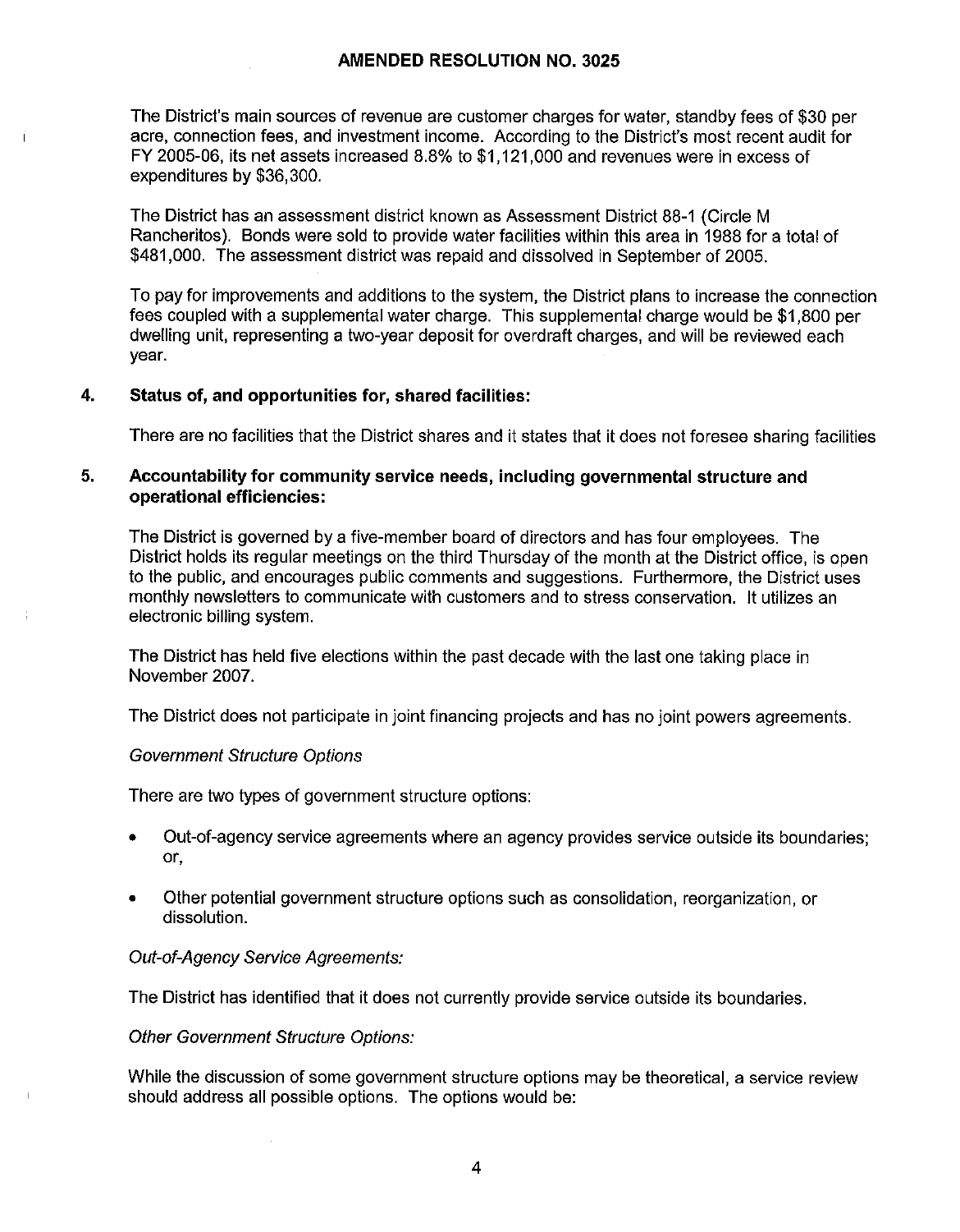The District's main sources of revenue are customer charges for water, standby fees of $30 per acre, connection fees, and investment income. According to the District's most recent audit for FY 2005-06, its net assets increased 8.8% to $1,121,000 and revenues were in excess of expenditures by $36,300.

The District has an assessment district known as Assessment District 88-1 (Circle M Rancheritos). Bonds were sold to provide water facilities within this area in 1988 for a total of $481,000. The assessment district was repaid and dissolved in September of 2005.

To pay for improvements and additions to the system, the District plans to increase the connection fees coupled with a supplemental water charge. This supplemental charge would be $1,800 per dwelling unit, representing a two-year deposit for overdraft charges, and will be reviewed each year.

**4. Status of, and opportunities for, shared facilities:**

There are no facilities that the District shares and it states that it does not foresee sharing facilities

**5. Accountability for community service needs, including governmental structure and operational efficiencies:**

The District is governed by a five-member board of directors and has four employees. The District holds its regular meetings on the third Thursday of the month at the District office, is open to the public, and encourages public comments and suggestions. Furthermore, the District uses monthly newsletters to communicate with customers and to stress conservation. It utilizes an electronic billing system.

The District has held five elections within the past decade with the last one taking place in November 2007.

The District does not participate in joint financing projects and has no joint powers agreements.

*Government Structure Options*

There are two types of government structure options:

- Out-of-agency service agreements where an agency provides service outside its boundaries; or,
- Other potential government structure options such as consolidation, reorganization, or dissolution.

*Out-of-Agency Service Agreements:*

The District has identified that it does not currently provide service outside its boundaries.

*Other Government Structure Options:*

While the discussion of some government structure options may be theoretical, a service review should address all possible options. The options would be: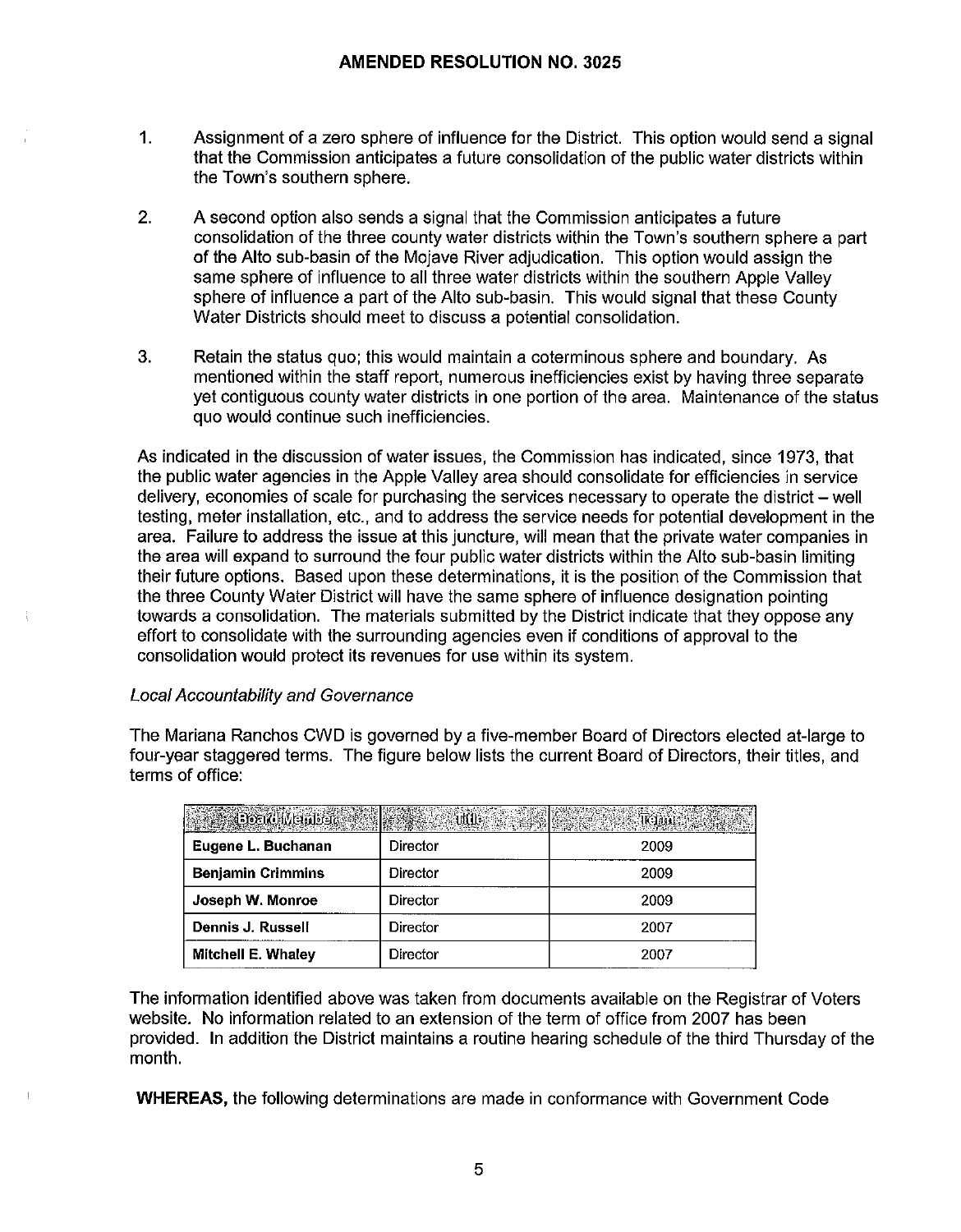## AMENDED RESOLUTION NO. 3025

1. Assignment of a zero sphere of influence for the District. This option would send a signal that the Commission anticipates a future consolidation of the public water districts within the Town's southern sphere.

2. A second option also sends a signal that the Commission anticipates a future consolidation of the three county water districts within the Town's southern sphere a part of the Alto sub-basin of the Mojave River adjudication. This option would assign the same sphere of influence to all three water districts within the southern Apple Valley sphere of influence a part of the Alto sub-basin. This would signal that these County Water Districts should meet to discuss a potential consolidation.

3. Retain the status quo; this would maintain a coterminous sphere and boundary. As mentioned within the staff report, numerous inefficiencies exist by having three separate yet contiguous county water districts in one portion of the area. Maintenance of the status quo would continue such inefficiencies.

As indicated in the discussion of water issues, the Commission has indicated, since 1973, that the public water agencies in the Apple Valley area should consolidate for efficiencies in service delivery, economies of scale for purchasing the services necessary to operate the district – well testing, meter installation, etc., and to address the service needs for potential development in the area. Failure to address the issue at this juncture, will mean that the private water companies in the area will expand to surround the four public water districts within the Alto sub-basin limiting their future options. Based upon these determinations, it is the position of the Commission that the three County Water District will have the same sphere of influence designation pointing towards a consolidation. The materials submitted by the District indicate that they oppose any effort to consolidate with the surrounding agencies even if conditions of approval to the consolidation would protect its revenues for use within its system.

*Local Accountability and Governance*

The Mariana Ranchos CWD is governed by a five-member Board of Directors elected at-large to four-year staggered terms. The figure below lists the current Board of Directors, their titles, and terms of office:

| Board Member | Title | Term |
|---|---|---|
| **Eugene L. Buchanan** | Director | 2009 |
| **Benjamin Crimmins** | Director | 2009 |
| **Joseph W. Monroe** | Director | 2009 |
| **Dennis J. Russell** | Director | 2007 |
| **Mitchell E. Whaley** | Director | 2007 |

The information identified above was taken from documents available on the Registrar of Voters website. No information related to an extension of the term of office from 2007 has been provided. In addition the District maintains a routine hearing schedule of the third Thursday of the month.

**WHEREAS,** the following determinations are made in conformance with Government Code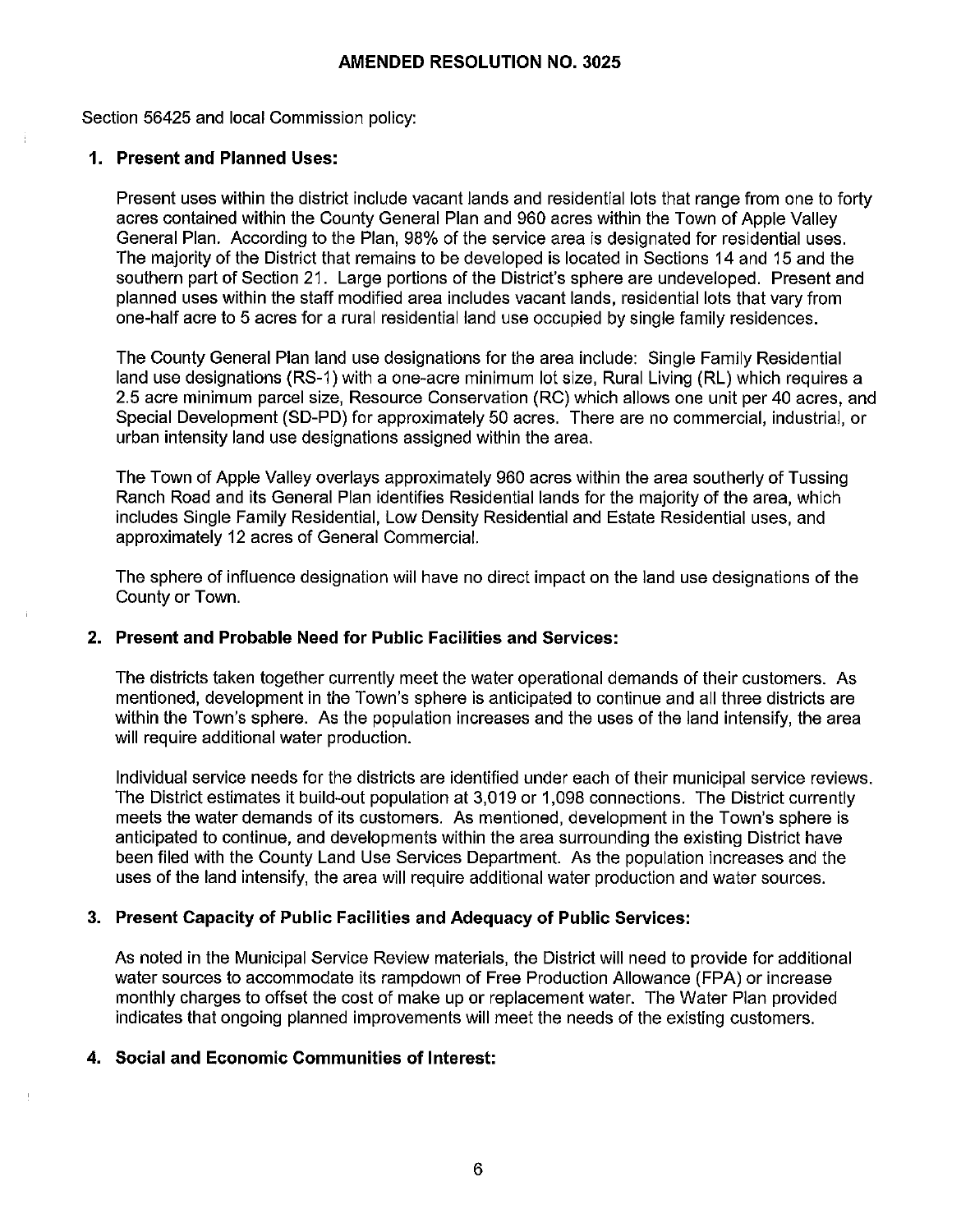## AMENDED RESOLUTION NO. 3025

Section 56425 and local Commission policy:

**1. Present and Planned Uses:**

Present uses within the district include vacant lands and residential lots that range from one to forty acres contained within the County General Plan and 960 acres within the Town of Apple Valley General Plan. According to the Plan, 98% of the service area is designated for residential uses. The majority of the District that remains to be developed is located in Sections 14 and 15 and the southern part of Section 21. Large portions of the District's sphere are undeveloped. Present and planned uses within the staff modified area includes vacant lands, residential lots that vary from one-half acre to 5 acres for a rural residential land use occupied by single family residences.

The County General Plan land use designations for the area include: Single Family Residential land use designations (RS-1) with a one-acre minimum lot size, Rural Living (RL) which requires a 2.5 acre minimum parcel size, Resource Conservation (RC) which allows one unit per 40 acres, and Special Development (SD-PD) for approximately 50 acres. There are no commercial, industrial, or urban intensity land use designations assigned within the area.

The Town of Apple Valley overlays approximately 960 acres within the area southerly of Tussing Ranch Road and its General Plan identifies Residential lands for the majority of the area, which includes Single Family Residential, Low Density Residential and Estate Residential uses, and approximately 12 acres of General Commercial.

The sphere of influence designation will have no direct impact on the land use designations of the County or Town.

**2. Present and Probable Need for Public Facilities and Services:**

The districts taken together currently meet the water operational demands of their customers. As mentioned, development in the Town's sphere is anticipated to continue and all three districts are within the Town's sphere. As the population increases and the uses of the land intensify, the area will require additional water production.

Individual service needs for the districts are identified under each of their municipal service reviews. The District estimates it build-out population at 3,019 or 1,098 connections. The District currently meets the water demands of its customers. As mentioned, development in the Town's sphere is anticipated to continue, and developments within the area surrounding the existing District have been filed with the County Land Use Services Department. As the population increases and the uses of the land intensify, the area will require additional water production and water sources.

**3. Present Capacity of Public Facilities and Adequacy of Public Services:**

As noted in the Municipal Service Review materials, the District will need to provide for additional water sources to accommodate its rampdown of Free Production Allowance (FPA) or increase monthly charges to offset the cost of make up or replacement water. The Water Plan provided indicates that ongoing planned improvements will meet the needs of the existing customers.

**4. Social and Economic Communities of Interest:**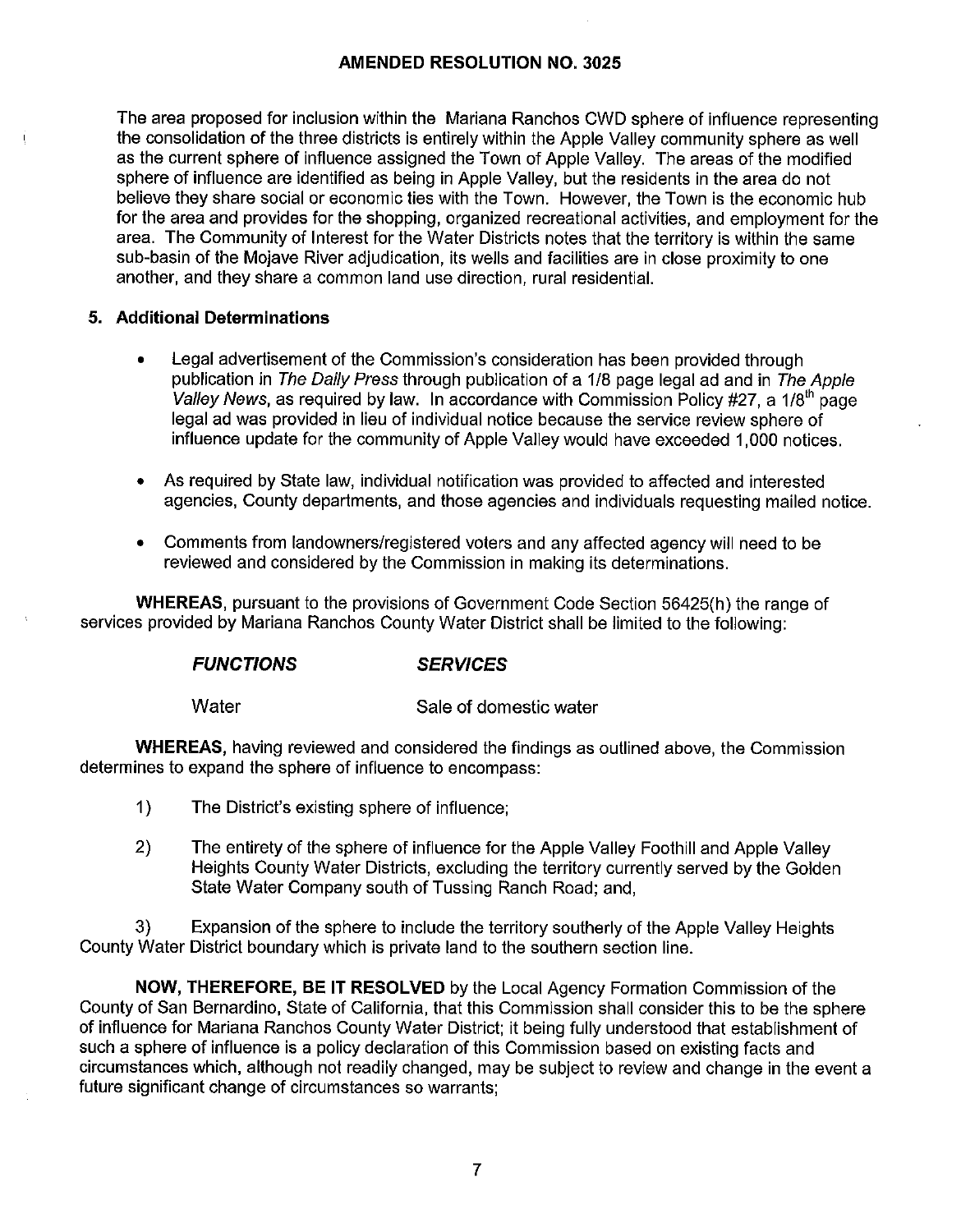**AMENDED RESOLUTION NO. 3025**

The area proposed for inclusion within the Mariana Ranchos CWD sphere of influence representing the consolidation of the three districts is entirely within the Apple Valley community sphere as well as the current sphere of influence assigned the Town of Apple Valley. The areas of the modified sphere of influence are identified as being in Apple Valley, but the residents in the area do not believe they share social or economic ties with the Town. However, the Town is the economic hub for the area and provides for the shopping, organized recreational activities, and employment for the area. The Community of Interest for the Water Districts notes that the territory is within the same sub-basin of the Mojave River adjudication, its wells and facilities are in close proximity to one another, and they share a common land use direction, rural residential.

**5. Additional Determinations**

- Legal advertisement of the Commission's consideration has been provided through publication in *The Daily Press* through publication of a 1/8 page legal ad and in *The Apple Valley News*, as required by law. In accordance with Commission Policy #27, a 1/8th page legal ad was provided in lieu of individual notice because the service review sphere of influence update for the community of Apple Valley would have exceeded 1,000 notices.

- As required by State law, individual notification was provided to affected and interested agencies, County departments, and those agencies and individuals requesting mailed notice.

- Comments from landowners/registered voters and any affected agency will need to be reviewed and considered by the Commission in making its determinations.

**WHEREAS**, pursuant to the provisions of Government Code Section 56425(h) the range of services provided by Mariana Ranchos County Water District shall be limited to the following:

| ***FUNCTIONS*** | ***SERVICES*** |
|---|---|
| Water | Sale of domestic water |

**WHEREAS,** having reviewed and considered the findings as outlined above, the Commission determines to expand the sphere of influence to encompass:

1) The District's existing sphere of influence;

2) The entirety of the sphere of influence for the Apple Valley Foothill and Apple Valley Heights County Water Districts, excluding the territory currently served by the Golden State Water Company south of Tussing Ranch Road; and,

3) Expansion of the sphere to include the territory southerly of the Apple Valley Heights County Water District boundary which is private land to the southern section line.

**NOW, THEREFORE, BE IT RESOLVED** by the Local Agency Formation Commission of the County of San Bernardino, State of California, that this Commission shall consider this to be the sphere of influence for Mariana Ranchos County Water District; it being fully understood that establishment of such a sphere of influence is a policy declaration of this Commission based on existing facts and circumstances which, although not readily changed, may be subject to review and change in the event a future significant change of circumstances so warrants;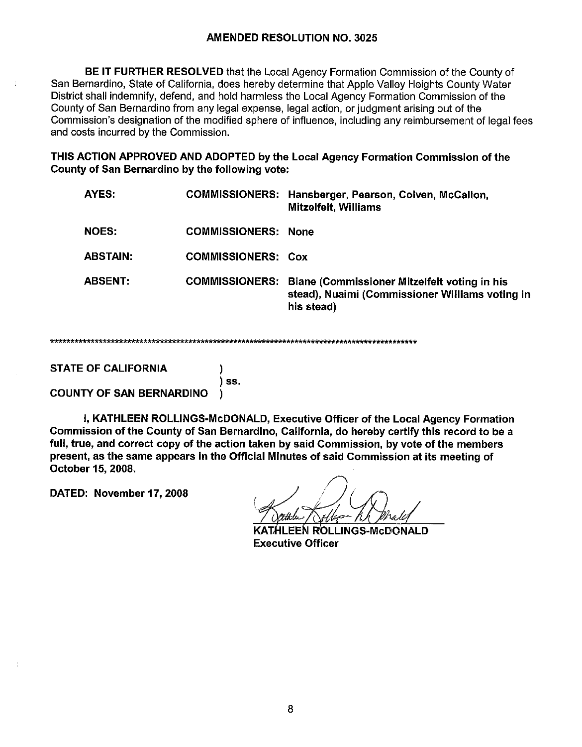**AMENDED RESOLUTION NO. 3025**

**BE IT FURTHER RESOLVED** that the Local Agency Formation Commission of the County of San Bernardino, State of California, does hereby determine that Apple Valley Heights County Water District shall indemnify, defend, and hold harmless the Local Agency Formation Commission of the County of San Bernardino from any legal expense, legal action, or judgment arising out of the Commission's designation of the modified sphere of influence, including any reimbursement of legal fees and costs incurred by the Commission.

**THIS ACTION APPROVED AND ADOPTED by the Local Agency Formation Commission of the County of San Bernardino by the following vote:**

| | | |
|---|---|---|
| **AYES:** | **COMMISSIONERS:** | **Hansberger, Pearson, Colven, McCallon, Mitzelfelt, Williams** |
| **NOES:** | **COMMISSIONERS:** | **None** |
| **ABSTAIN:** | **COMMISSIONERS:** | **Cox** |
| **ABSENT:** | **COMMISSIONERS:** | **Biane (Commissioner Mitzelfelt voting in his stead), Nuaimi (Commissioner Williams voting in his stead)** |

******************************************************************************************************

**STATE OF CALIFORNIA )**
**) ss.**
**COUNTY OF SAN BERNARDINO )**

**I, KATHLEEN ROLLINGS-McDONALD, Executive Officer of the Local Agency Formation Commission of the County of San Bernardino, California, do hereby certify this record to be a full, true, and correct copy of the action taken by said Commission, by vote of the members present, as the same appears in the Official Minutes of said Commission at its meeting of October 15, 2008.**

**DATED: November 17, 2008**

**KATHLEEN ROLLINGS-McDONALD**
**Executive Officer**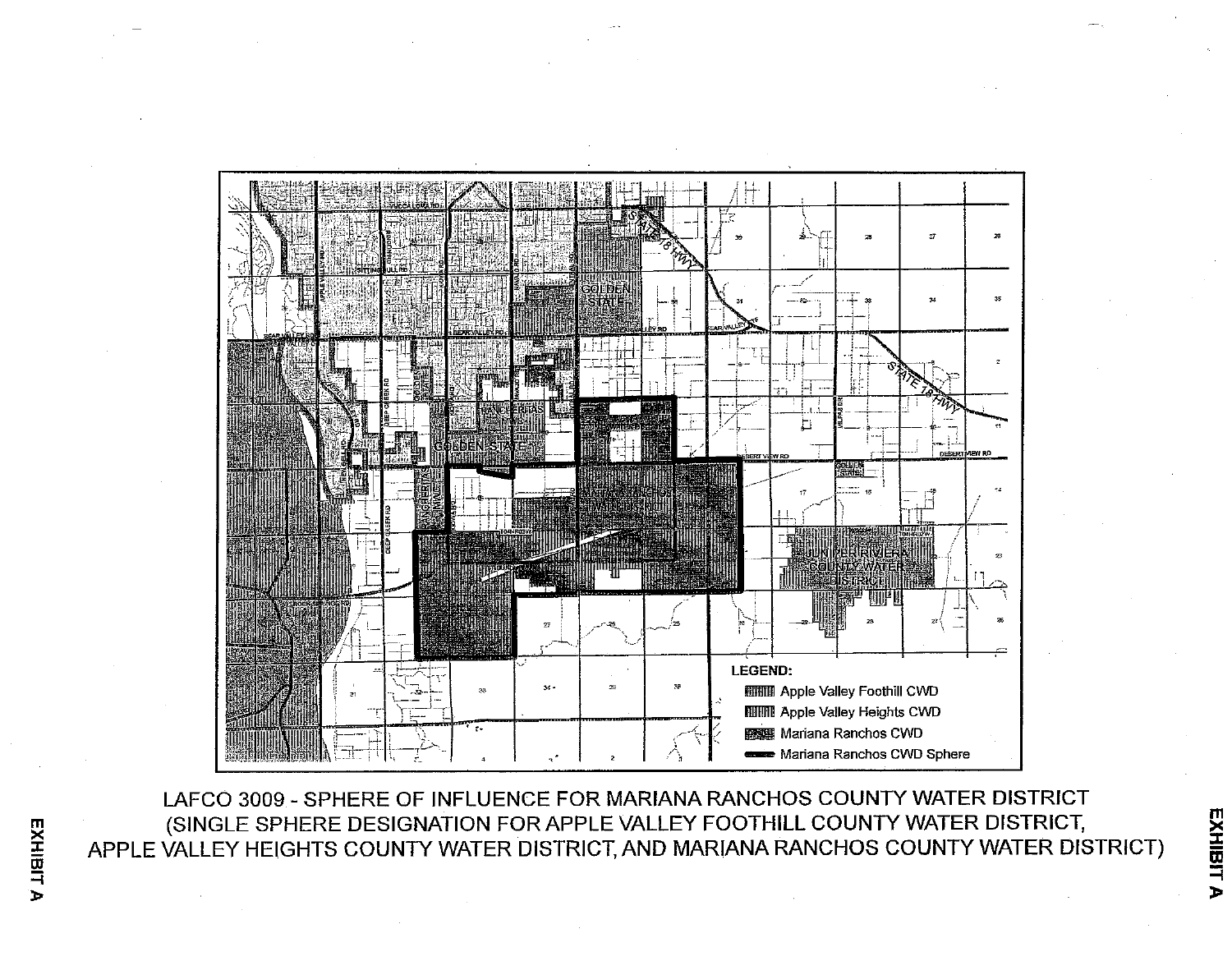LEGEND:

- Apple Valley Foothill CWD
- Apple Valley Heights CWD
- Mariana Ranchos CWD
- Mariana Ranchos CWD Sphere

LAFCO 3009 - SPHERE OF INFLUENCE FOR MARIANA RANCHOS COUNTY WATER DISTRICT (SINGLE SPHERE DESIGNATION FOR APPLE VALLEY FOOTHILL COUNTY WATER DISTRICT, APPLE VALLEY HEIGHTS COUNTY WATER DISTRICT, AND MARIANA RANCHOS COUNTY WATER DISTRICT)

EXHIBIT A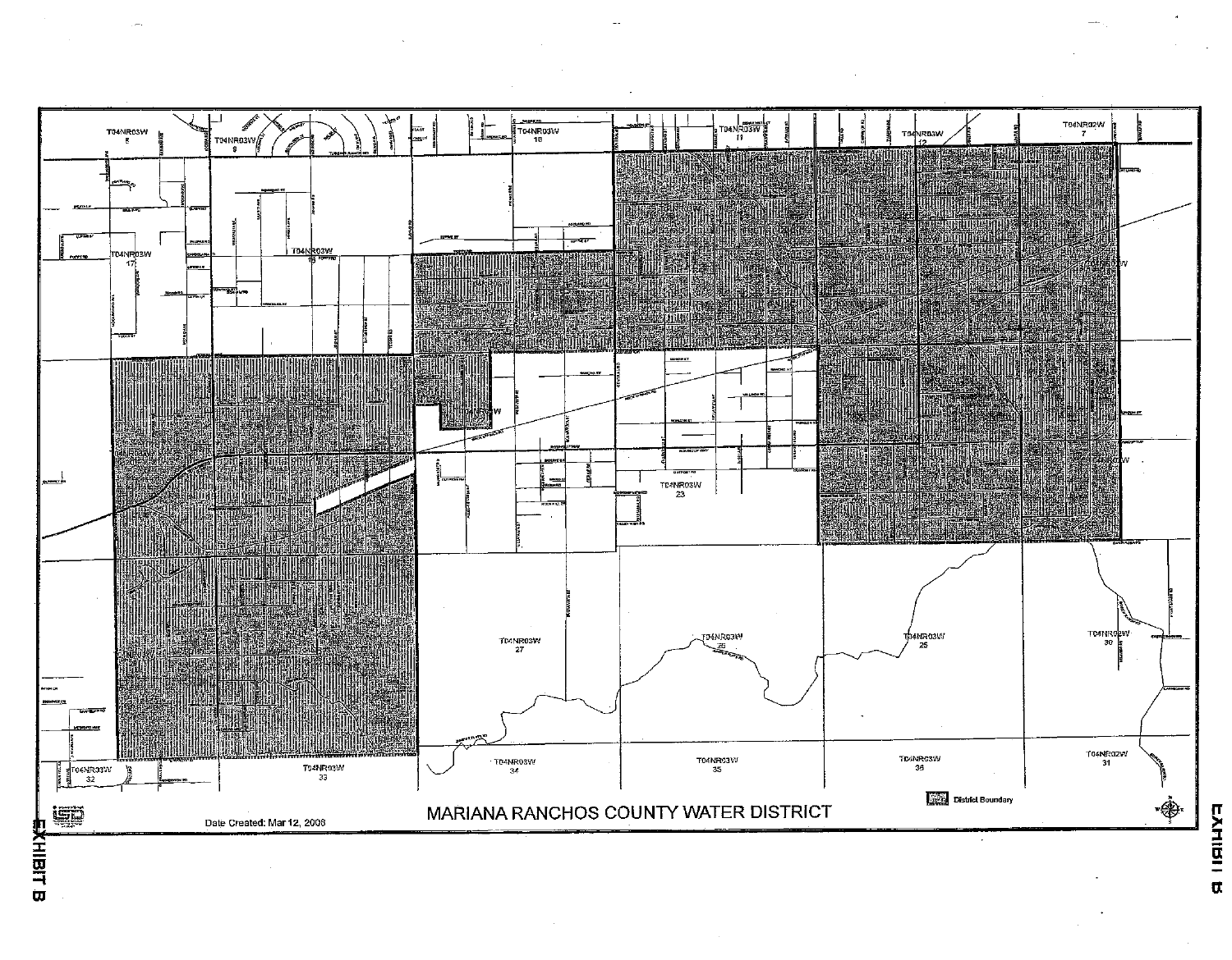T04NR03W
8

T04NR03W
9

T04NR03W
10

T04NR03W
11

T04NR03W
12

T04NR02W
7

T04NR03W
17

T04NR03W
16

T04NR03W
23

T04NR03W
27

T04NR03W
26

T04NR03W
25

T04NR02W
30

T04NR03W
32

T04NR03W
33

T04NR03W
34

T04NR03W
35

T04NR03W
36

T04NR02W
31

MARIANA RANCHOS COUNTY WATER DISTRICT

Date Created: Mar 12, 2008

District Boundary

EXHIBIT B